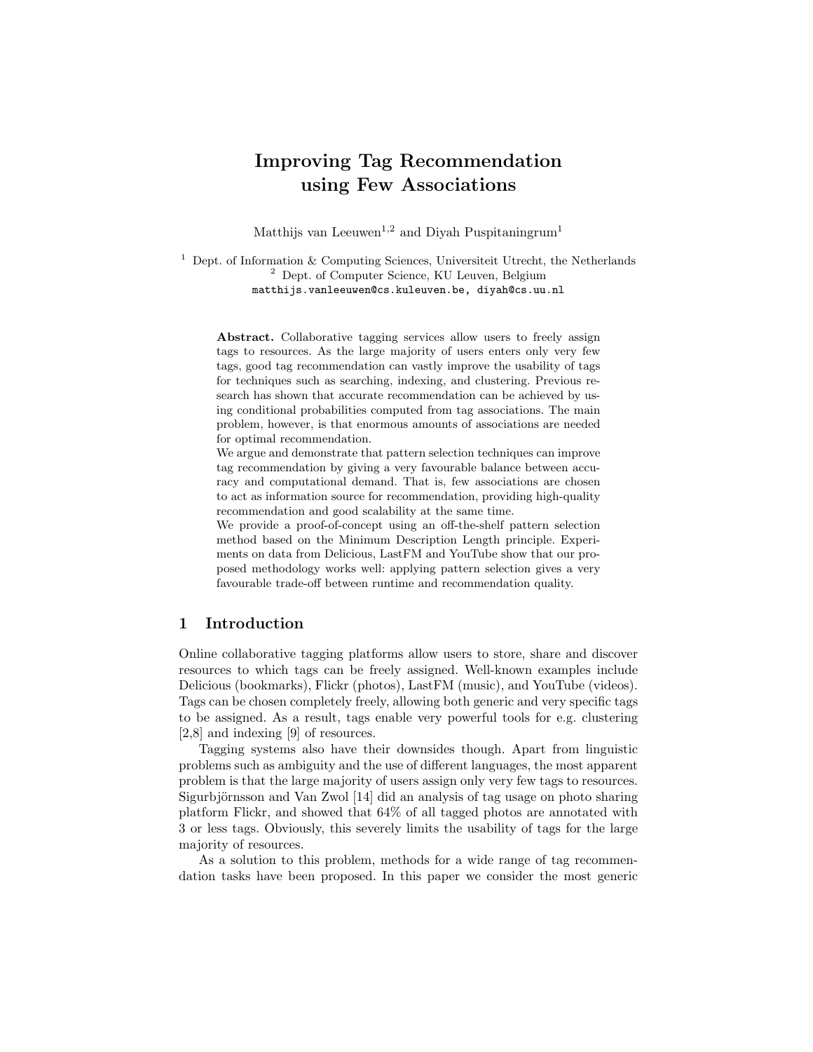# Improving Tag Recommendation using Few Associations

Matthijs van Leeuwen[1,2] and Diyah Puspitaningrum[1]

[1] Dept. of Information & Computing Sciences, Universiteit Utrecht, the Netherlands
[2] Dept. of Computer Science, KU Leuven, Belgium
matthijs.vanleeuwen@cs.kuleuven.be, diyah@cs.uu.nl

**Abstract.** Collaborative tagging services allow users to freely assign tags to resources. As the large majority of users enters only very few tags, good tag recommendation can vastly improve the usability of tags for techniques such as searching, indexing, and clustering. Previous research has shown that accurate recommendation can be achieved by using conditional probabilities computed from tag associations. The main problem, however, is that enormous amounts of associations are needed for optimal recommendation.

We argue and demonstrate that pattern selection techniques can improve tag recommendation by giving a very favourable balance between accuracy and computational demand. That is, few associations are chosen to act as information source for recommendation, providing high-quality recommendation and good scalability at the same time.

We provide a proof-of-concept using an off-the-shelf pattern selection method based on the Minimum Description Length principle. Experiments on data from Delicious, LastFM and YouTube show that our proposed methodology works well: applying pattern selection gives a very favourable trade-off between runtime and recommendation quality.

## 1 Introduction

Online collaborative tagging platforms allow users to store, share and discover resources to which tags can be freely assigned. Well-known examples include Delicious (bookmarks), Flickr (photos), LastFM (music), and YouTube (videos). Tags can be chosen completely freely, allowing both generic and very specific tags to be assigned. As a result, tags enable very powerful tools for e.g. clustering [2,8] and indexing [9] of resources.

Tagging systems also have their downsides though. Apart from linguistic problems such as ambiguity and the use of different languages, the most apparent problem is that the large majority of users assign only very few tags to resources. Sigurbjörnsson and Van Zwol [14] did an analysis of tag usage on photo sharing platform Flickr, and showed that 64% of all tagged photos are annotated with 3 or less tags. Obviously, this severely limits the usability of tags for the large majority of resources.

As a solution to this problem, methods for a wide range of tag recommendation tasks have been proposed. In this paper we consider the most generic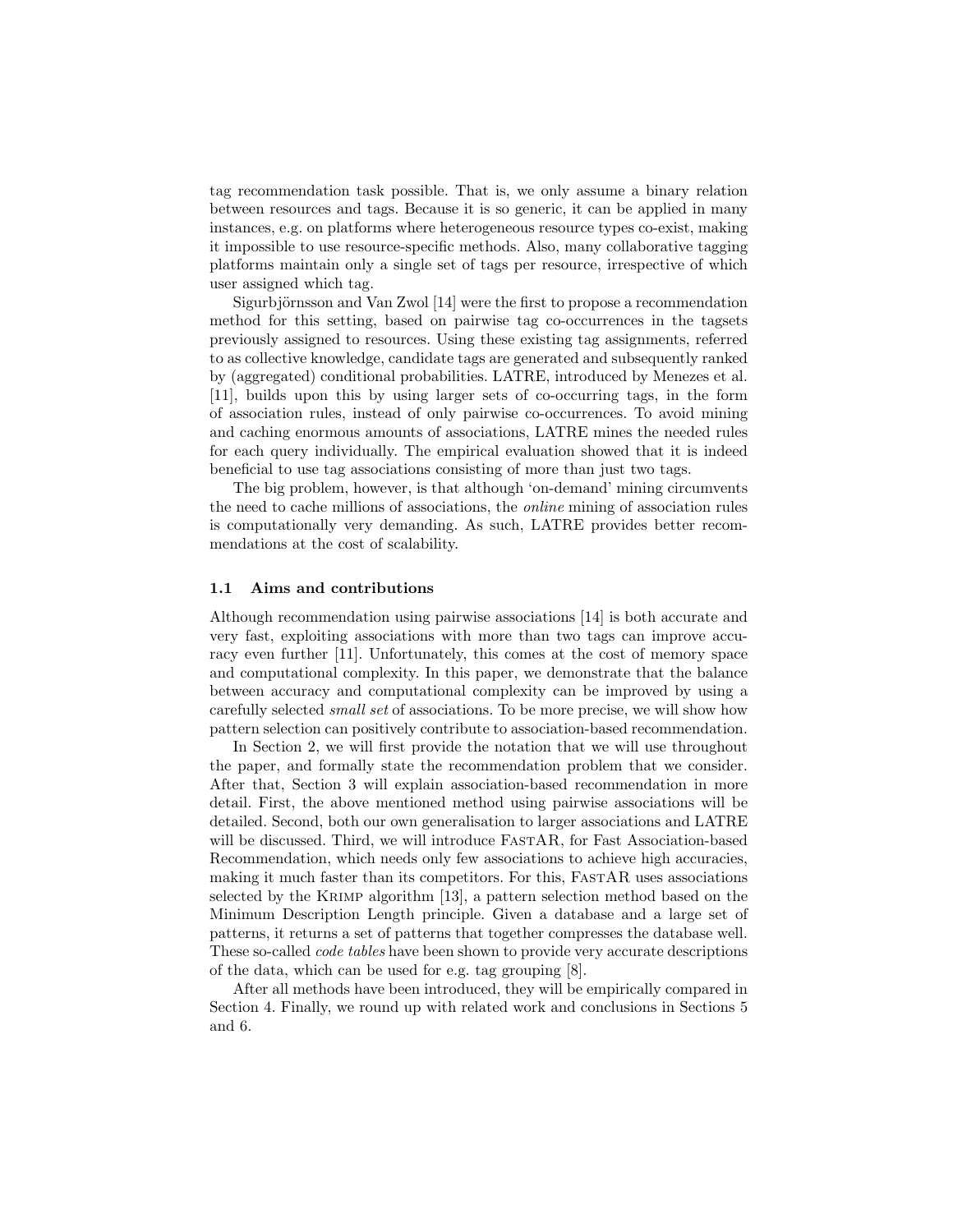tag recommendation task possible. That is, we only assume a binary relation between resources and tags. Because it is so generic, it can be applied in many instances, e.g. on platforms where heterogeneous resource types co-exist, making it impossible to use resource-specific methods. Also, many collaborative tagging platforms maintain only a single set of tags per resource, irrespective of which user assigned which tag.

Sigurbjörnsson and Van Zwol [14] were the first to propose a recommendation method for this setting, based on pairwise tag co-occurrences in the tagsets previously assigned to resources. Using these existing tag assignments, referred to as collective knowledge, candidate tags are generated and subsequently ranked by (aggregated) conditional probabilities. LATRE, introduced by Menezes et al. [11], builds upon this by using larger sets of co-occurring tags, in the form of association rules, instead of only pairwise co-occurrences. To avoid mining and caching enormous amounts of associations, LATRE mines the needed rules for each query individually. The empirical evaluation showed that it is indeed beneficial to use tag associations consisting of more than just two tags.

The big problem, however, is that although 'on-demand' mining circumvents the need to cache millions of associations, the *online* mining of association rules is computationally very demanding. As such, LATRE provides better recommendations at the cost of scalability.

### 1.1 Aims and contributions

Although recommendation using pairwise associations [14] is both accurate and very fast, exploiting associations with more than two tags can improve accuracy even further [11]. Unfortunately, this comes at the cost of memory space and computational complexity. In this paper, we demonstrate that the balance between accuracy and computational complexity can be improved by using a carefully selected *small set* of associations. To be more precise, we will show how pattern selection can positively contribute to association-based recommendation.

In Section 2, we will first provide the notation that we will use throughout the paper, and formally state the recommendation problem that we consider. After that, Section 3 will explain association-based recommendation in more detail. First, the above mentioned method using pairwise associations will be detailed. Second, both our own generalisation to larger associations and LATRE will be discussed. Third, we will introduce FastAR, for Fast Association-based Recommendation, which needs only few associations to achieve high accuracies, making it much faster than its competitors. For this, FastAR uses associations selected by the Krimp algorithm [13], a pattern selection method based on the Minimum Description Length principle. Given a database and a large set of patterns, it returns a set of patterns that together compresses the database well. These so-called *code tables* have been shown to provide very accurate descriptions of the data, which can be used for e.g. tag grouping [8].

After all methods have been introduced, they will be empirically compared in Section 4. Finally, we round up with related work and conclusions in Sections 5 and 6.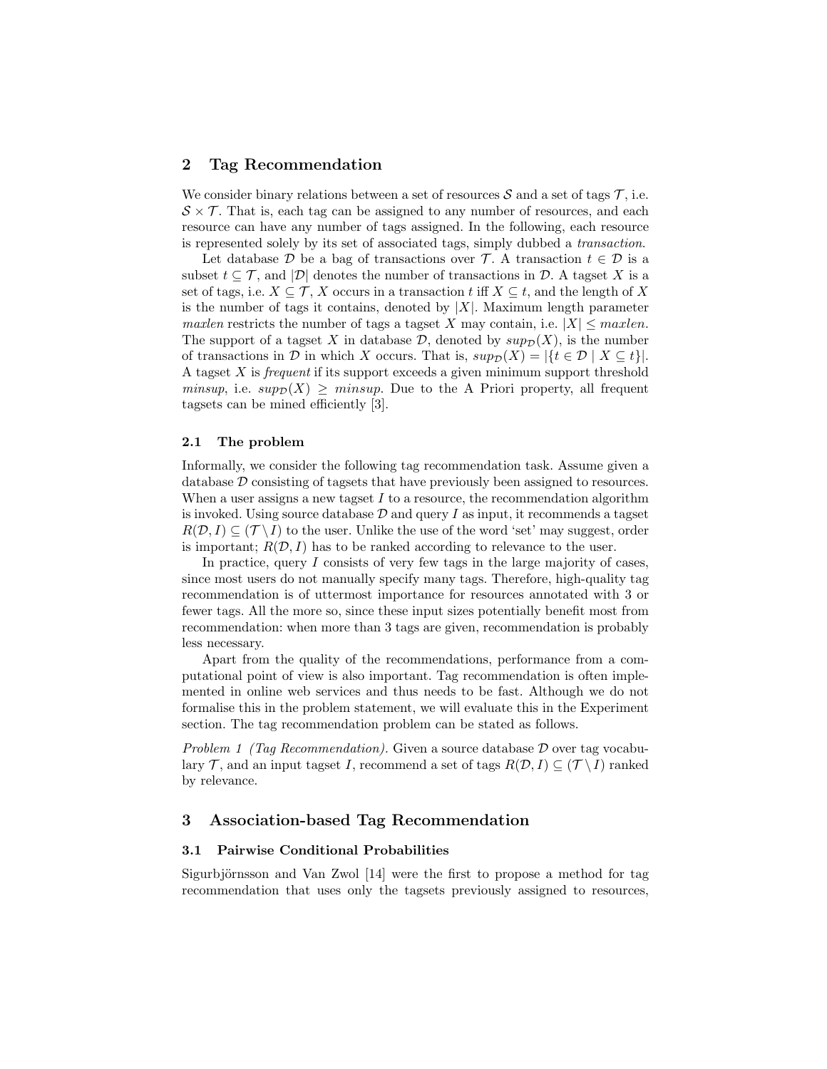## 2 Tag Recommendation

We consider binary relations between a set of resources $\mathcal{S}$ and a set of tags $\mathcal{T}$, i.e. $\mathcal{S} \times \mathcal{T}$. That is, each tag can be assigned to any number of resources, and each resource can have any number of tags assigned. In the following, each resource is represented solely by its set of associated tags, simply dubbed a *transaction*.

Let database $\mathcal{D}$ be a bag of transactions over $\mathcal{T}$. A transaction $t \in \mathcal{D}$ is a subset $t \subseteq \mathcal{T}$, and $|\mathcal{D}|$ denotes the number of transactions in $\mathcal{D}$. A tagset $X$ is a set of tags, i.e. $X \subseteq \mathcal{T}$, $X$ occurs in a transaction $t$ iff $X \subseteq t$, and the length of $X$ is the number of tags it contains, denoted by $|X|$. Maximum length parameter *maxlen* restricts the number of tags a tagset $X$ may contain, i.e. $|X| \leq maxlen$. The support of a tagset $X$ in database $\mathcal{D}$, denoted by $sup_{\mathcal{D}}(X)$, is the number of transactions in $\mathcal{D}$ in which $X$ occurs. That is, $sup_{\mathcal{D}}(X) = |\{t \in \mathcal{D} \mid X \subseteq t\}|$. A tagset $X$ is *frequent* if its support exceeds a given minimum support threshold *minsup*, i.e. $sup_{\mathcal{D}}(X) \geq minsup$. Due to the A Priori property, all frequent tagsets can be mined efficiently [3].

### 2.1 The problem

Informally, we consider the following tag recommendation task. Assume given a database $\mathcal{D}$ consisting of tagsets that have previously been assigned to resources. When a user assigns a new tagset $I$ to a resource, the recommendation algorithm is invoked. Using source database $\mathcal{D}$ and query $I$ as input, it recommends a tagset $R(\mathcal{D}, I) \subseteq (\mathcal{T} \setminus I)$ to the user. Unlike the use of the word 'set' may suggest, order is important; $R(\mathcal{D}, I)$ has to be ranked according to relevance to the user.

In practice, query $I$ consists of very few tags in the large majority of cases, since most users do not manually specify many tags. Therefore, high-quality tag recommendation is of uttermost importance for resources annotated with 3 or fewer tags. All the more so, since these input sizes potentially benefit most from recommendation: when more than 3 tags are given, recommendation is probably less necessary.

Apart from the quality of the recommendations, performance from a computational point of view is also important. Tag recommendation is often implemented in online web services and thus needs to be fast. Although we do not formalise this in the problem statement, we will evaluate this in the Experiment section. The tag recommendation problem can be stated as follows.

*Problem 1 (Tag Recommendation).* Given a source database $\mathcal{D}$ over tag vocabulary $\mathcal{T}$, and an input tagset $I$, recommend a set of tags $R(\mathcal{D}, I) \subseteq (\mathcal{T} \setminus I)$ ranked by relevance.

## 3 Association-based Tag Recommendation

### 3.1 Pairwise Conditional Probabilities

Sigurbjörnsson and Van Zwol [14] were the first to propose a method for tag recommendation that uses only the tagsets previously assigned to resources,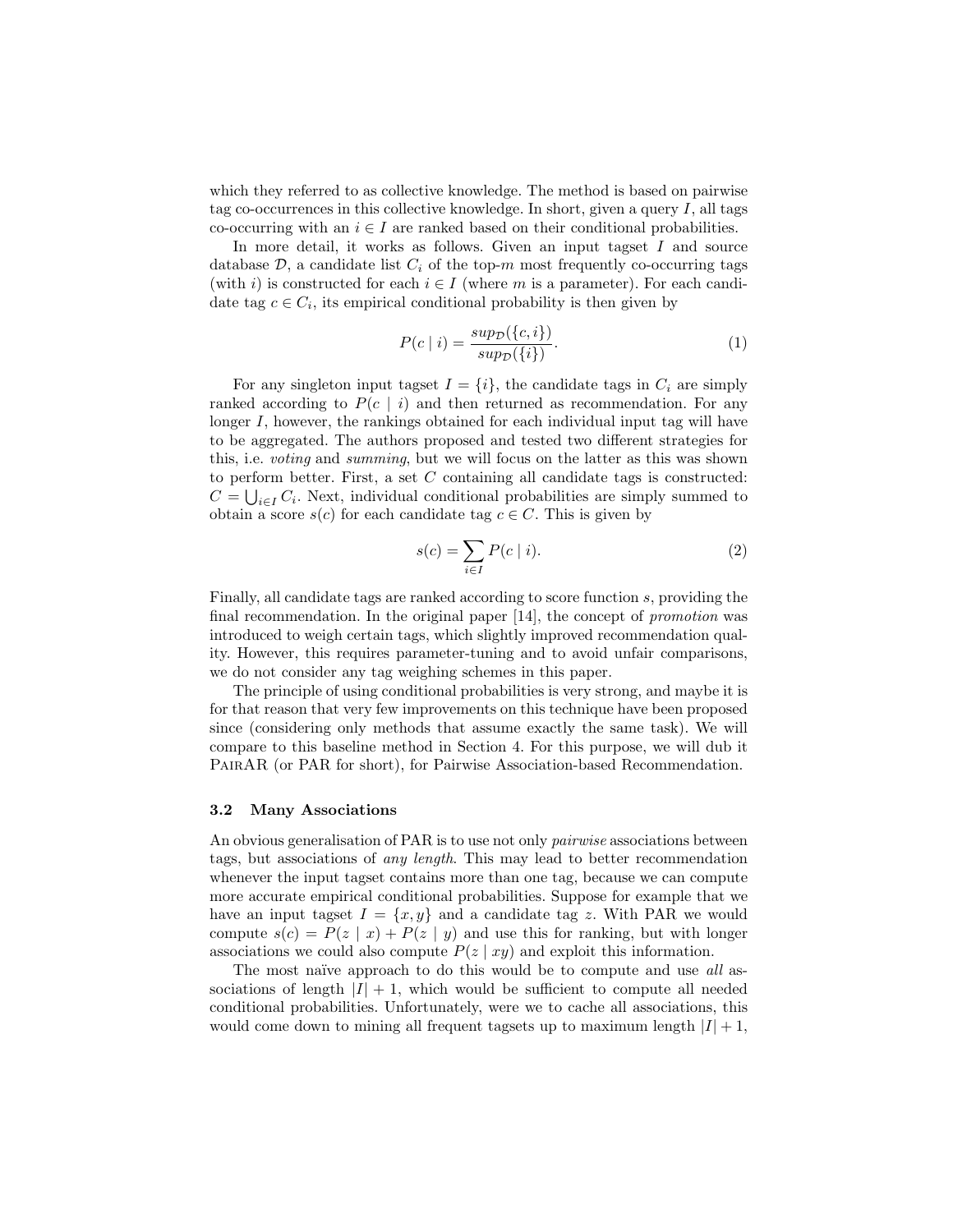which they referred to as collective knowledge. The method is based on pairwise tag co-occurrences in this collective knowledge. In short, given a query $I$, all tags co-occurring with an $i \in I$ are ranked based on their conditional probabilities.

In more detail, it works as follows. Given an input tagset $I$ and source database $\mathcal{D}$, a candidate list $C_i$ of the top-$m$ most frequently co-occurring tags (with $i$) is constructed for each $i \in I$ (where $m$ is a parameter). For each candidate tag $c \in C_i$, its empirical conditional probability is then given by

$$P(c \mid i) = \frac{sup_{\mathcal{D}}(\{c, i\})}{sup_{\mathcal{D}}(\{i\})}. \tag{1}$$

For any singleton input tagset $I = \{i\}$, the candidate tags in $C_i$ are simply ranked according to $P(c \mid i)$ and then returned as recommendation. For any longer $I$, however, the rankings obtained for each individual input tag will have to be aggregated. The authors proposed and tested two different strategies for this, i.e. *voting* and *summing*, but we will focus on the latter as this was shown to perform better. First, a set $C$ containing all candidate tags is constructed: $C = \bigcup_{i \in I} C_i$. Next, individual conditional probabilities are simply summed to obtain a score $s(c)$ for each candidate tag $c \in C$. This is given by

$$s(c) = \sum_{i \in I} P(c \mid i). \tag{2}$$

Finally, all candidate tags are ranked according to score function $s$, providing the final recommendation. In the original paper [14], the concept of *promotion* was introduced to weigh certain tags, which slightly improved recommendation quality. However, this requires parameter-tuning and to avoid unfair comparisons, we do not consider any tag weighing schemes in this paper.

The principle of using conditional probabilities is very strong, and maybe it is for that reason that very few improvements on this technique have been proposed since (considering only methods that assume exactly the same task). We will compare to this baseline method in Section 4. For this purpose, we will dub it PairAR (or PAR for short), for Pairwise Association-based Recommendation.

### 3.2 Many Associations

An obvious generalisation of PAR is to use not only *pairwise* associations between tags, but associations of *any length*. This may lead to better recommendation whenever the input tagset contains more than one tag, because we can compute more accurate empirical conditional probabilities. Suppose for example that we have an input tagset $I = \{x, y\}$ and a candidate tag $z$. With PAR we would compute $s(c) = P(z \mid x) + P(z \mid y)$ and use this for ranking, but with longer associations we could also compute $P(z \mid xy)$ and exploit this information.

The most naïve approach to do this would be to compute and use *all* associations of length $|I| + 1$, which would be sufficient to compute all needed conditional probabilities. Unfortunately, were we to cache all associations, this would come down to mining all frequent tagsets up to maximum length $|I| + 1$,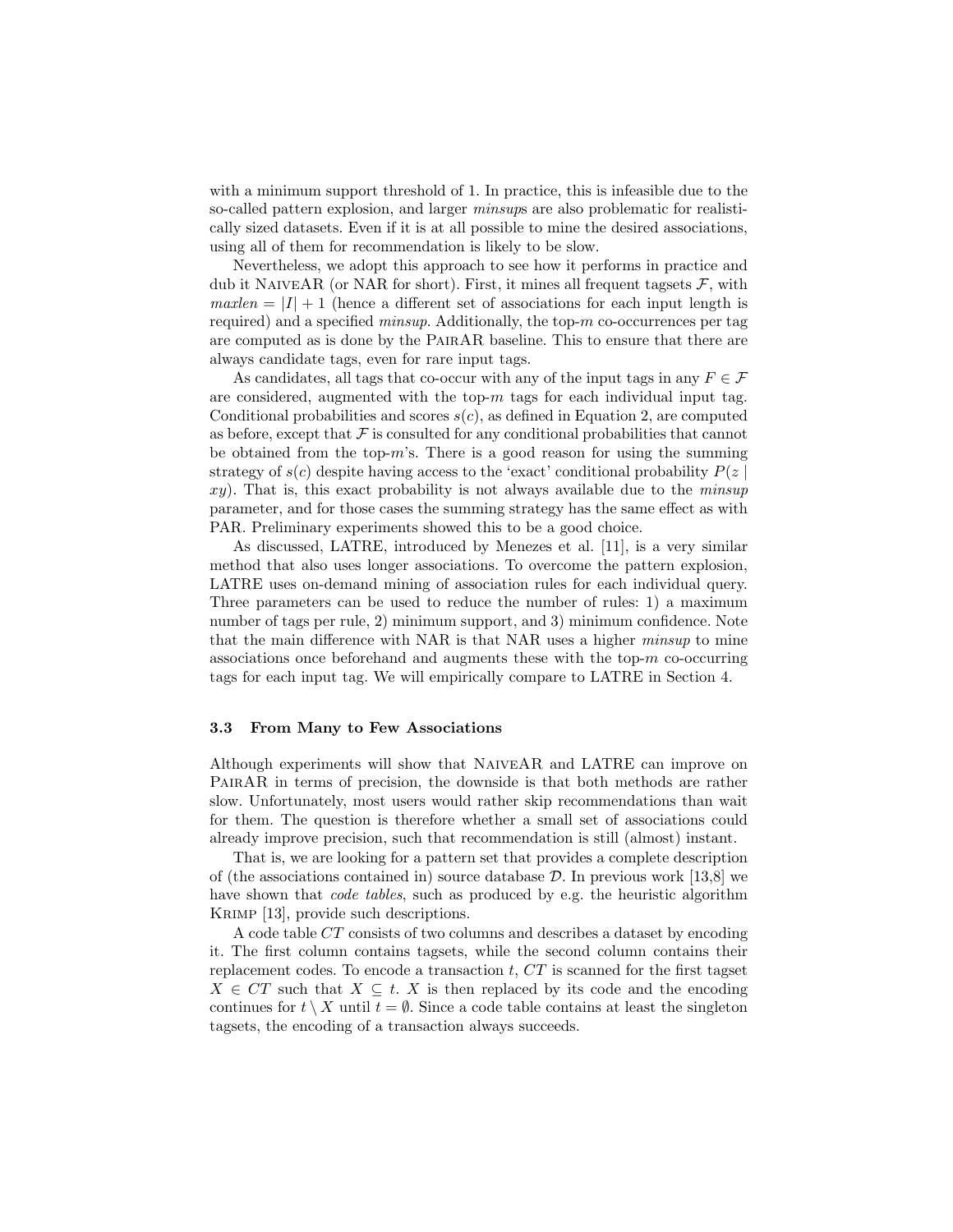with a minimum support threshold of 1. In practice, this is infeasible due to the so-called pattern explosion, and larger *minsup*s are also problematic for realistically sized datasets. Even if it is at all possible to mine the desired associations, using all of them for recommendation is likely to be slow.

Nevertheless, we adopt this approach to see how it performs in practice and dub it NaiveAR (or NAR for short). First, it mines all frequent tagsets $\mathcal{F}$, with $maxlen = |I| + 1$ (hence a different set of associations for each input length is required) and a specified *minsup*. Additionally, the top-$m$ co-occurrences per tag are computed as is done by the PairAR baseline. This to ensure that there are always candidate tags, even for rare input tags.

As candidates, all tags that co-occur with any of the input tags in any $F \in \mathcal{F}$ are considered, augmented with the top-$m$ tags for each individual input tag. Conditional probabilities and scores $s(c)$, as defined in Equation 2, are computed as before, except that $\mathcal{F}$ is consulted for any conditional probabilities that cannot be obtained from the top-$m$'s. There is a good reason for using the summing strategy of $s(c)$ despite having access to the 'exact' conditional probability $P(z \mid xy)$. That is, this exact probability is not always available due to the *minsup* parameter, and for those cases the summing strategy has the same effect as with PAR. Preliminary experiments showed this to be a good choice.

As discussed, LATRE, introduced by Menezes et al. [11], is a very similar method that also uses longer associations. To overcome the pattern explosion, LATRE uses on-demand mining of association rules for each individual query. Three parameters can be used to reduce the number of rules: 1) a maximum number of tags per rule, 2) minimum support, and 3) minimum confidence. Note that the main difference with NAR is that NAR uses a higher *minsup* to mine associations once beforehand and augments these with the top-$m$ co-occurring tags for each input tag. We will empirically compare to LATRE in Section 4.

### 3.3 From Many to Few Associations

Although experiments will show that NaiveAR and LATRE can improve on PairAR in terms of precision, the downside is that both methods are rather slow. Unfortunately, most users would rather skip recommendations than wait for them. The question is therefore whether a small set of associations could already improve precision, such that recommendation is still (almost) instant.

That is, we are looking for a pattern set that provides a complete description of (the associations contained in) source database $\mathcal{D}$. In previous work [13,8] we have shown that *code tables*, such as produced by e.g. the heuristic algorithm Krimp [13], provide such descriptions.

A code table $CT$ consists of two columns and describes a dataset by encoding it. The first column contains tagsets, while the second column contains their replacement codes. To encode a transaction $t$, $CT$ is scanned for the first tagset $X \in CT$ such that $X \subseteq t$. $X$ is then replaced by its code and the encoding continues for $t \setminus X$ until $t = \emptyset$. Since a code table contains at least the singleton tagsets, the encoding of a transaction always succeeds.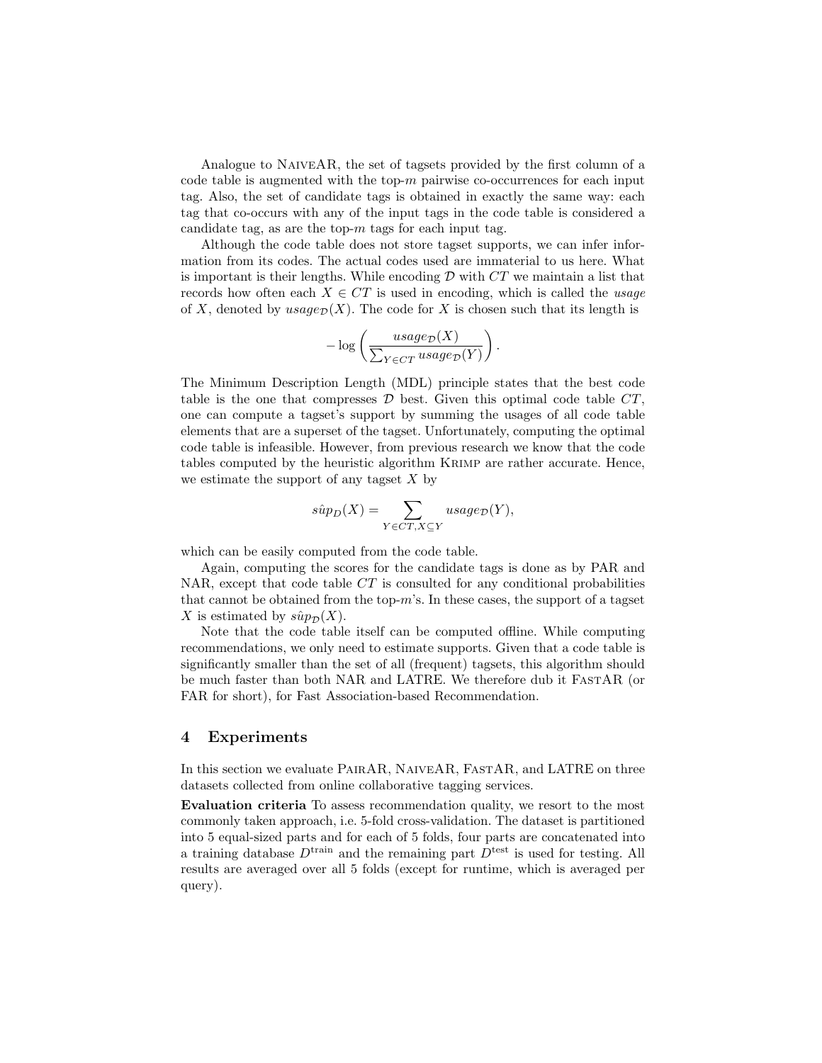Analogue to NaiveAR, the set of tagsets provided by the first column of a code table is augmented with the top-$m$ pairwise co-occurrences for each input tag. Also, the set of candidate tags is obtained in exactly the same way: each tag that co-occurs with any of the input tags in the code table is considered a candidate tag, as are the top-$m$ tags for each input tag.

Although the code table does not store tagset supports, we can infer information from its codes. The actual codes used are immaterial to us here. What is important is their lengths. While encoding $\mathcal{D}$ with $CT$ we maintain a list that records how often each $X \in CT$ is used in encoding, which is called the *usage* of $X$, denoted by $usage_{\mathcal{D}}(X)$. The code for $X$ is chosen such that its length is

$$-\log\left(\frac{usage_{\mathcal{D}}(X)}{\sum_{Y \in CT} usage_{\mathcal{D}}(Y)}\right).$$

The Minimum Description Length (MDL) principle states that the best code table is the one that compresses $\mathcal{D}$ best. Given this optimal code table $CT$, one can compute a tagset's support by summing the usages of all code table elements that are a superset of the tagset. Unfortunately, computing the optimal code table is infeasible. However, from previous research we know that the code tables computed by the heuristic algorithm Krimp are rather accurate. Hence, we estimate the support of any tagset $X$ by

$$s\hat{u}p_D(X) = \sum_{Y \in CT, X \subseteq Y} usage_{\mathcal{D}}(Y),$$

which can be easily computed from the code table.

Again, computing the scores for the candidate tags is done as by PAR and NAR, except that code table $CT$ is consulted for any conditional probabilities that cannot be obtained from the top-$m$'s. In these cases, the support of a tagset $X$ is estimated by $s\hat{u}p_{\mathcal{D}}(X)$.

Note that the code table itself can be computed offline. While computing recommendations, we only need to estimate supports. Given that a code table is significantly smaller than the set of all (frequent) tagsets, this algorithm should be much faster than both NAR and LATRE. We therefore dub it FastAR (or FAR for short), for Fast Association-based Recommendation.

## 4 Experiments

In this section we evaluate PairAR, NaiveAR, FastAR, and LATRE on three datasets collected from online collaborative tagging services.

**Evaluation criteria** To assess recommendation quality, we resort to the most commonly taken approach, i.e. 5-fold cross-validation. The dataset is partitioned into 5 equal-sized parts and for each of 5 folds, four parts are concatenated into a training database $D^{\text{train}}$ and the remaining part $D^{\text{test}}$ is used for testing. All results are averaged over all 5 folds (except for runtime, which is averaged per query).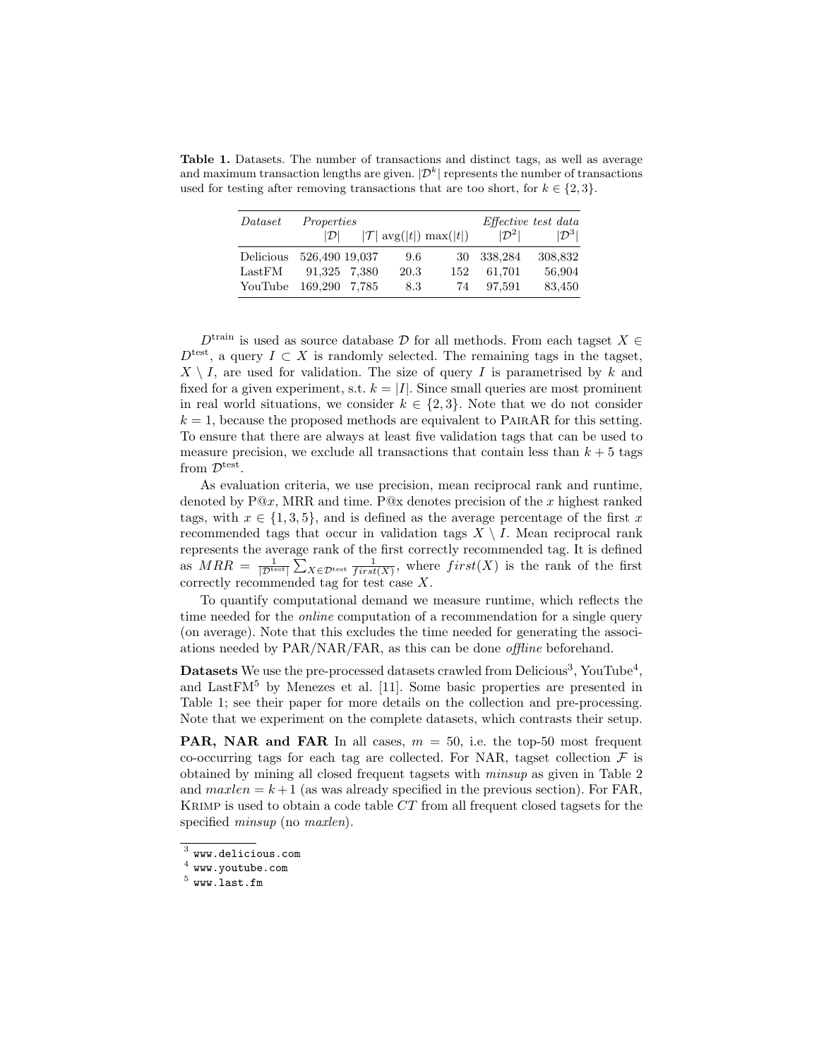**Table 1.** Datasets. The number of transactions and distinct tags, as well as average and maximum transaction lengths are given. $|\mathcal{D}^k|$ represents the number of transactions used for testing after removing transactions that are too short, for $k \in \{2, 3\}$.

| *Dataset* | *Properties* | | | | *Effective test data* | |
|---|---|---|---|---|---|---|
| | $\lvert\mathcal{D}\rvert$ | $\lvert\mathcal{T}\rvert$ | avg($\lvert t\rvert$) | max($\lvert t\rvert$) | $\lvert\mathcal{D}^2\rvert$ | $\lvert\mathcal{D}^3\rvert$ |
| Delicious | 526,490 | 19,037 | 9.6 | 30 | 338,284 | 308,832 |
| LastFM | 91,325 | 7,380 | 20.3 | 152 | 61,701 | 56,904 |
| YouTube | 169,290 | 7,785 | 8.3 | 74 | 97,591 | 83,450 |

$D^{\text{train}}$ is used as source database $\mathcal{D}$ for all methods. From each tagset $X \in D^{\text{test}}$, a query $I \subset X$ is randomly selected. The remaining tags in the tagset, $X \setminus I$, are used for validation. The size of query $I$ is parametrised by $k$ and fixed for a given experiment, s.t. $k = |I|$. Since small queries are most prominent in real world situations, we consider $k \in \{2, 3\}$. Note that we do not consider $k = 1$, because the proposed methods are equivalent to PairAR for this setting. To ensure that there are always at least five validation tags that can be used to measure precision, we exclude all transactions that contain less than $k + 5$ tags from $\mathcal{D}^{\text{test}}$.

As evaluation criteria, we use precision, mean reciprocal rank and runtime, denoted by P@$x$, MRR and time. P@x denotes precision of the $x$ highest ranked tags, with $x \in \{1, 3, 5\}$, and is defined as the average percentage of the first $x$ recommended tags that occur in validation tags $X \setminus I$. Mean reciprocal rank represents the average rank of the first correctly recommended tag. It is defined as $MRR = \frac{1}{|\mathcal{D}^{\text{test}}|} \sum_{X \in \mathcal{D}^{\text{test}}} \frac{1}{first(X)}$, where $first(X)$ is the rank of the first correctly recommended tag for test case $X$.

To quantify computational demand we measure runtime, which reflects the time needed for the *online* computation of a recommendation for a single query (on average). Note that this excludes the time needed for generating the associations needed by PAR/NAR/FAR, as this can be done *offline* beforehand.

**Datasets** We use the pre-processed datasets crawled from Delicious[3], YouTube[4], and LastFM[5] by Menezes et al. [11]. Some basic properties are presented in Table 1; see their paper for more details on the collection and pre-processing. Note that we experiment on the complete datasets, which contrasts their setup.

**PAR, NAR and FAR** In all cases, $m = 50$, i.e. the top-50 most frequent co-occurring tags for each tag are collected. For NAR, tagset collection $\mathcal{F}$ is obtained by mining all closed frequent tagsets with *minsup* as given in Table 2 and $maxlen = k+1$ (as was already specified in the previous section). For FAR, Krimp is used to obtain a code table $CT$ from all frequent closed tagsets for the specified *minsup* (no *maxlen*).

[3] www.delicious.com
[4] www.youtube.com
[5] www.last.fm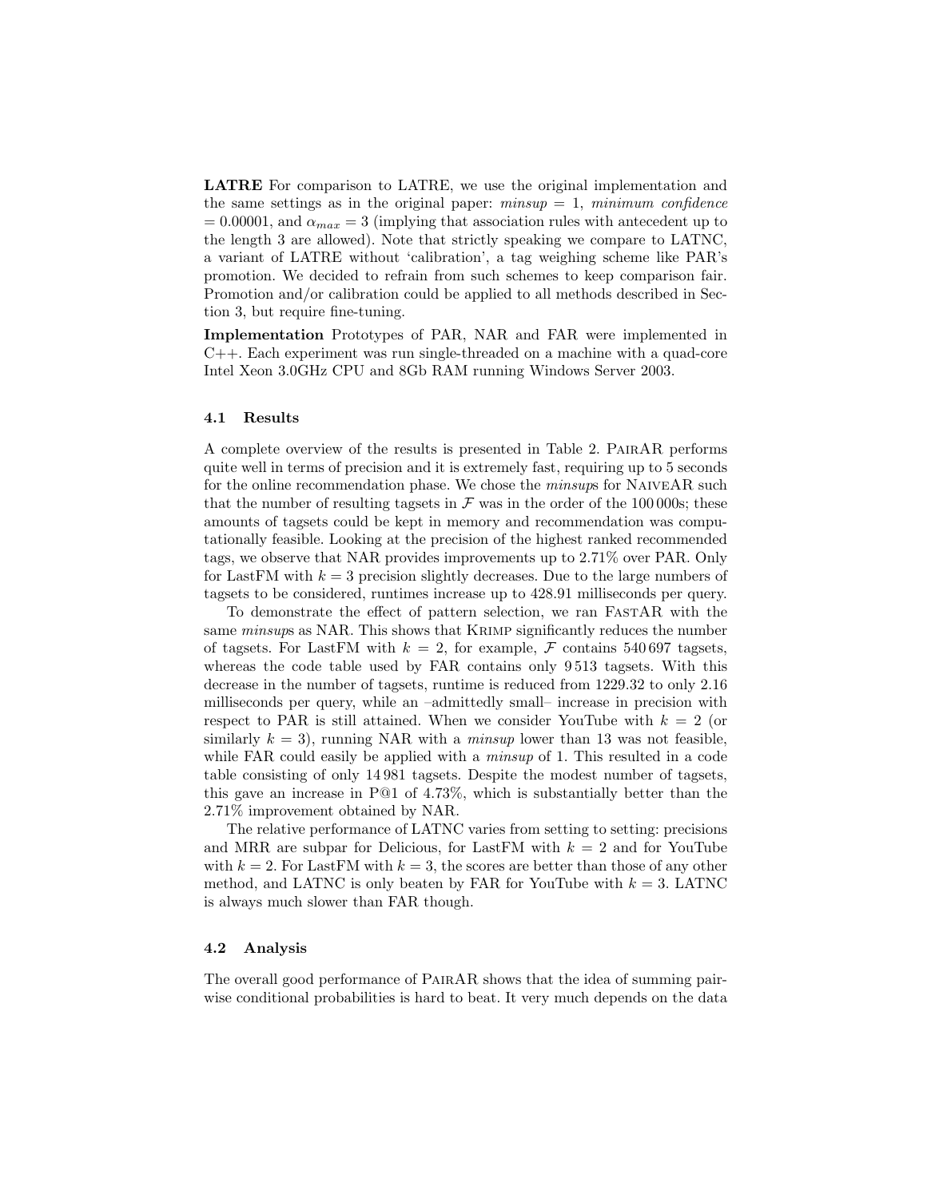**LATRE** For comparison to LATRE, we use the original implementation and the same settings as in the original paper: *minsup* = 1, *minimum confidence* = 0.00001, and $\alpha_{max} = 3$ (implying that association rules with antecedent up to the length 3 are allowed). Note that strictly speaking we compare to LATNC, a variant of LATRE without 'calibration', a tag weighing scheme like PAR's promotion. We decided to refrain from such schemes to keep comparison fair. Promotion and/or calibration could be applied to all methods described in Section 3, but require fine-tuning.

**Implementation** Prototypes of PAR, NAR and FAR were implemented in C++. Each experiment was run single-threaded on a machine with a quad-core Intel Xeon 3.0GHz CPU and 8Gb RAM running Windows Server 2003.

### 4.1 Results

A complete overview of the results is presented in Table 2. PairAR performs quite well in terms of precision and it is extremely fast, requiring up to 5 seconds for the online recommendation phase. We chose the *minsup*s for NaiveAR such that the number of resulting tagsets in $\mathcal{F}$ was in the order of the 100 000s; these amounts of tagsets could be kept in memory and recommendation was computationally feasible. Looking at the precision of the highest ranked recommended tags, we observe that NAR provides improvements up to 2.71% over PAR. Only for LastFM with $k = 3$ precision slightly decreases. Due to the large numbers of tagsets to be considered, runtimes increase up to 428.91 milliseconds per query.

To demonstrate the effect of pattern selection, we ran FastAR with the same *minsup*s as NAR. This shows that Krimp significantly reduces the number of tagsets. For LastFM with $k = 2$, for example, $\mathcal{F}$ contains 540 697 tagsets, whereas the code table used by FAR contains only 9 513 tagsets. With this decrease in the number of tagsets, runtime is reduced from 1229.32 to only 2.16 milliseconds per query, while an –admittedly small– increase in precision with respect to PAR is still attained. When we consider YouTube with $k = 2$ (or similarly $k = 3$), running NAR with a *minsup* lower than 13 was not feasible, while FAR could easily be applied with a *minsup* of 1. This resulted in a code table consisting of only 14 981 tagsets. Despite the modest number of tagsets, this gave an increase in P@1 of 4.73%, which is substantially better than the 2.71% improvement obtained by NAR.

The relative performance of LATNC varies from setting to setting: precisions and MRR are subpar for Delicious, for LastFM with $k = 2$ and for YouTube with $k = 2$. For LastFM with $k = 3$, the scores are better than those of any other method, and LATNC is only beaten by FAR for YouTube with $k = 3$. LATNC is always much slower than FAR though.

### 4.2 Analysis

The overall good performance of PairAR shows that the idea of summing pairwise conditional probabilities is hard to beat. It very much depends on the data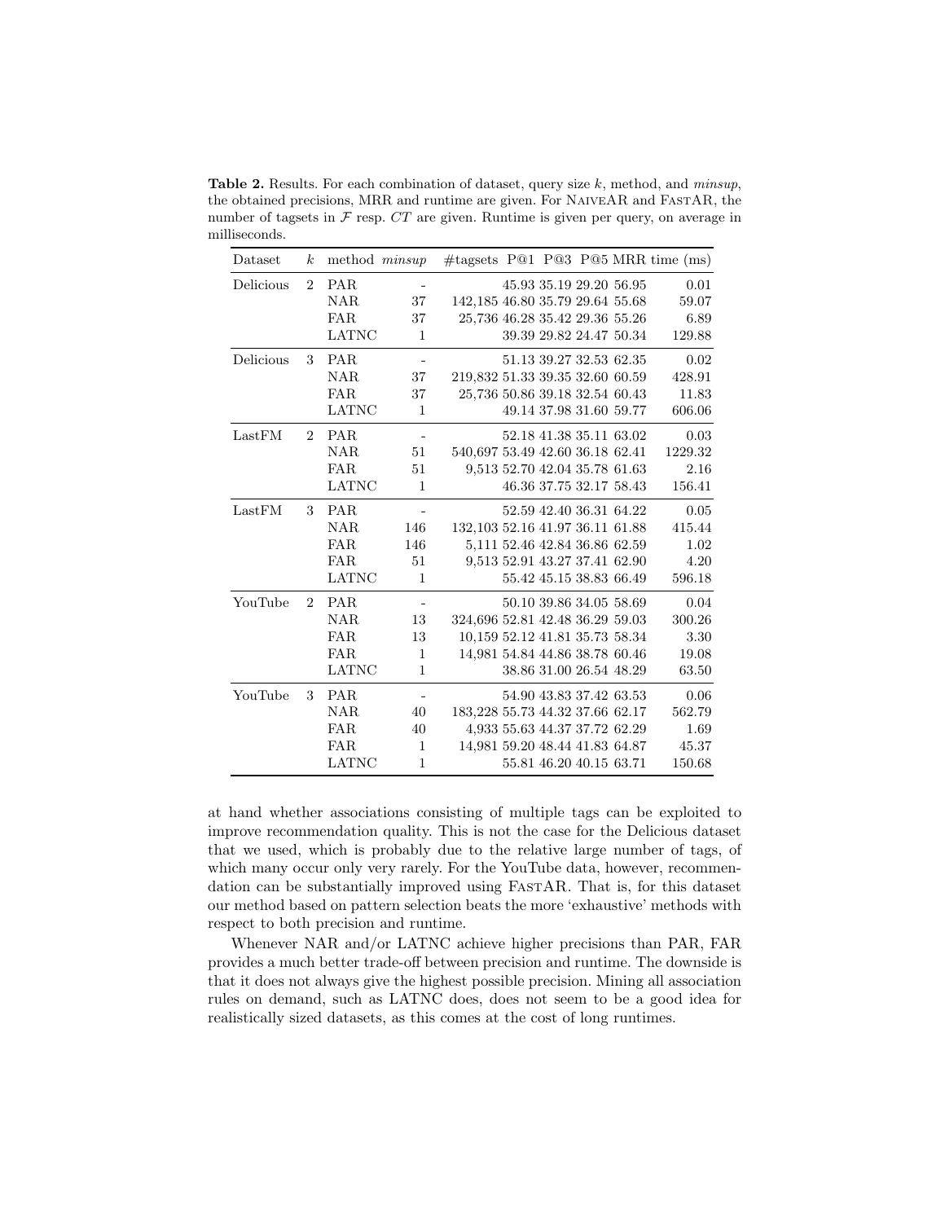**Table 2.** Results. For each combination of dataset, query size $k$, method, and *minsup*, the obtained precisions, MRR and runtime are given. For NaiveAR and FastAR, the number of tagsets in $\mathcal{F}$ resp. $CT$ are given. Runtime is given per query, on average in milliseconds.

| Dataset | $k$ | method | *minsup* | #tagsets | P@1 | P@3 | P@5 | MRR | time (ms) |
|---|---|---|---|---|---|---|---|---|---|
| Delicious | 2 | PAR | - | | 45.93 | 35.19 | 29.20 | 56.95 | 0.01 |
| | | NAR | 37 | 142,185 | 46.80 | 35.79 | 29.64 | 55.68 | 59.07 |
| | | FAR | 37 | 25,736 | 46.28 | 35.42 | 29.36 | 55.26 | 6.89 |
| | | LATNC | 1 | | 39.39 | 29.82 | 24.47 | 50.34 | 129.88 |
| Delicious | 3 | PAR | - | | 51.13 | 39.27 | 32.53 | 62.35 | 0.02 |
| | | NAR | 37 | 219,832 | 51.33 | 39.35 | 32.60 | 60.59 | 428.91 |
| | | FAR | 37 | 25,736 | 50.86 | 39.18 | 32.54 | 60.43 | 11.83 |
| | | LATNC | 1 | | 49.14 | 37.98 | 31.60 | 59.77 | 606.06 |
| LastFM | 2 | PAR | - | | 52.18 | 41.38 | 35.11 | 63.02 | 0.03 |
| | | NAR | 51 | 540,697 | 53.49 | 42.60 | 36.18 | 62.41 | 1229.32 |
| | | FAR | 51 | 9,513 | 52.70 | 42.04 | 35.78 | 61.63 | 2.16 |
| | | LATNC | 1 | | 46.36 | 37.75 | 32.17 | 58.43 | 156.41 |
| LastFM | 3 | PAR | - | | 52.59 | 42.40 | 36.31 | 64.22 | 0.05 |
| | | NAR | 146 | 132,103 | 52.16 | 41.97 | 36.11 | 61.88 | 415.44 |
| | | FAR | 146 | 5,111 | 52.46 | 42.84 | 36.86 | 62.59 | 1.02 |
| | | FAR | 51 | 9,513 | 52.91 | 43.27 | 37.41 | 62.90 | 4.20 |
| | | LATNC | 1 | | 55.42 | 45.15 | 38.83 | 66.49 | 596.18 |
| YouTube | 2 | PAR | - | | 50.10 | 39.86 | 34.05 | 58.69 | 0.04 |
| | | NAR | 13 | 324,696 | 52.81 | 42.48 | 36.29 | 59.03 | 300.26 |
| | | FAR | 13 | 10,159 | 52.12 | 41.81 | 35.73 | 58.34 | 3.30 |
| | | FAR | 1 | 14,981 | 54.84 | 44.86 | 38.78 | 60.46 | 19.08 |
| | | LATNC | 1 | | 38.86 | 31.00 | 26.54 | 48.29 | 63.50 |
| YouTube | 3 | PAR | - | | 54.90 | 43.83 | 37.42 | 63.53 | 0.06 |
| | | NAR | 40 | 183,228 | 55.73 | 44.32 | 37.66 | 62.17 | 562.79 |
| | | FAR | 40 | 4,933 | 55.63 | 44.37 | 37.72 | 62.29 | 1.69 |
| | | FAR | 1 | 14,981 | 59.20 | 48.44 | 41.83 | 64.87 | 45.37 |
| | | LATNC | 1 | | 55.81 | 46.20 | 40.15 | 63.71 | 150.68 |

at hand whether associations consisting of multiple tags can be exploited to improve recommendation quality. This is not the case for the Delicious dataset that we used, which is probably due to the relative large number of tags, of which many occur only very rarely. For the YouTube data, however, recommendation can be substantially improved using FastAR. That is, for this dataset our method based on pattern selection beats the more 'exhaustive' methods with respect to both precision and runtime.

Whenever NAR and/or LATNC achieve higher precisions than PAR, FAR provides a much better trade-off between precision and runtime. The downside is that it does not always give the highest possible precision. Mining all association rules on demand, such as LATNC does, does not seem to be a good idea for realistically sized datasets, as this comes at the cost of long runtimes.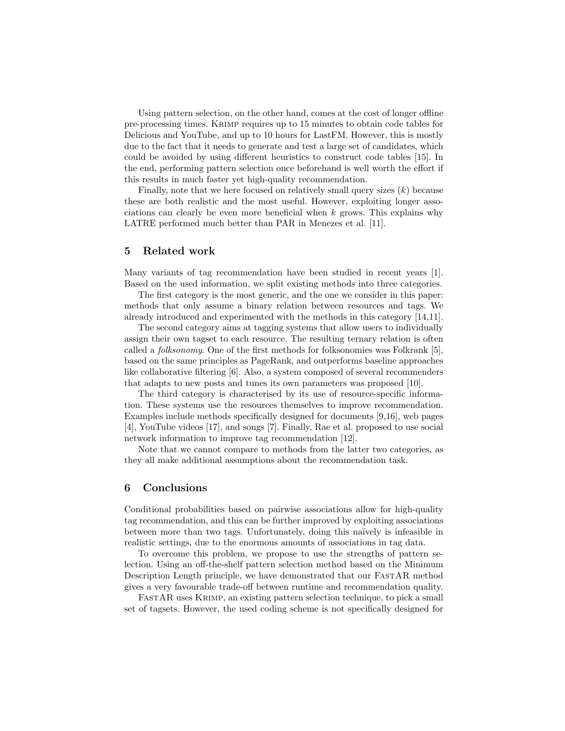Using pattern selection, on the other hand, comes at the cost of longer offline pre-processing times. Krimp requires up to 15 minutes to obtain code tables for Delicious and YouTube, and up to 10 hours for LastFM. However, this is mostly due to the fact that it needs to generate and test a large set of candidates, which could be avoided by using different heuristics to construct code tables [15]. In the end, performing pattern selection once beforehand is well worth the effort if this results in much faster yet high-quality recommendation.

Finally, note that we here focused on relatively small query sizes ($k$) because these are both realistic and the most useful. However, exploiting longer associations can clearly be even more beneficial when $k$ grows. This explains why LATRE performed much better than PAR in Menezes et al. [11].

## 5 Related work

Many variants of tag recommendation have been studied in recent years [1]. Based on the used information, we split existing methods into three categories.

The first category is the most generic, and the one we consider in this paper: methods that only assume a binary relation between resources and tags. We already introduced and experimented with the methods in this category [14,11].

The second category aims at tagging systems that allow users to individually assign their own tagset to each resource. The resulting ternary relation is often called a *folksonomy*. One of the first methods for folksonomies was Folkrank [5], based on the same principles as PageRank, and outperforms baseline approaches like collaborative filtering [6]. Also, a system composed of several recommenders that adapts to new posts and tunes its own parameters was proposed [10].

The third category is characterised by its use of resource-specific information. These systems use the resources themselves to improve recommendation. Examples include methods specifically designed for documents [9,16], web pages [4], YouTube videos [17], and songs [7]. Finally, Rae et al. proposed to use social network information to improve tag recommendation [12].

Note that we cannot compare to methods from the latter two categories, as they all make additional assumptions about the recommendation task.

## 6 Conclusions

Conditional probabilities based on pairwise associations allow for high-quality tag recommendation, and this can be further improved by exploiting associations between more than two tags. Unfortunately, doing this naïvely is infeasible in realistic settings, due to the enormous amounts of associations in tag data.

To overcome this problem, we propose to use the strengths of pattern selection. Using an off-the-shelf pattern selection method based on the Minimum Description Length principle, we have demonstrated that our FastAR method gives a very favourable trade-off between runtime and recommendation quality.

FastAR uses Krimp, an existing pattern selection technique, to pick a small set of tagsets. However, the used coding scheme is not specifically designed for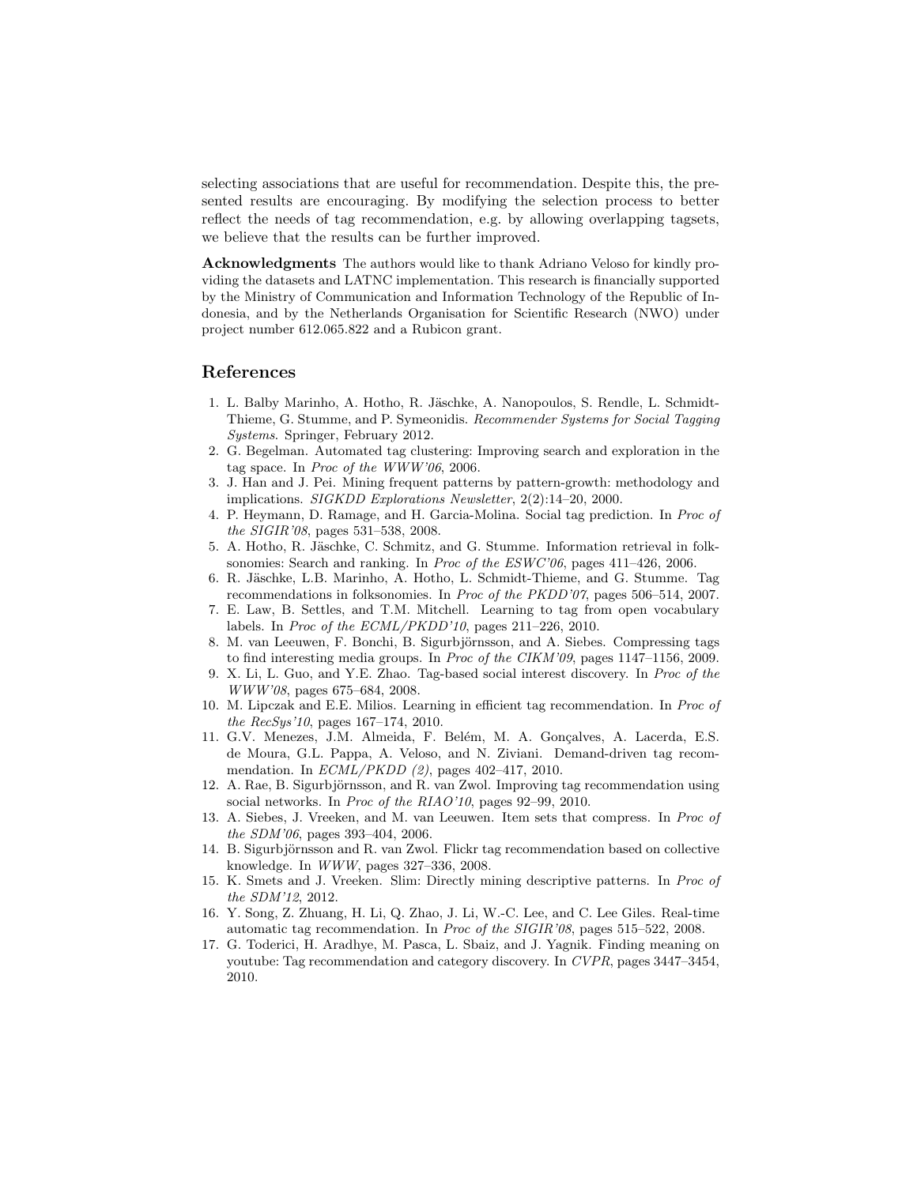selecting associations that are useful for recommendation. Despite this, the presented results are encouraging. By modifying the selection process to better reflect the needs of tag recommendation, e.g. by allowing overlapping tagsets, we believe that the results can be further improved.

**Acknowledgments** The authors would like to thank Adriano Veloso for kindly providing the datasets and LATNC implementation. This research is financially supported by the Ministry of Communication and Information Technology of the Republic of Indonesia, and by the Netherlands Organisation for Scientific Research (NWO) under project number 612.065.822 and a Rubicon grant.

## References

1. L. Balby Marinho, A. Hotho, R. Jäschke, A. Nanopoulos, S. Rendle, L. Schmidt-Thieme, G. Stumme, and P. Symeonidis. *Recommender Systems for Social Tagging Systems*. Springer, February 2012.
2. G. Begelman. Automated tag clustering: Improving search and exploration in the tag space. In *Proc of the WWW'06*, 2006.
3. J. Han and J. Pei. Mining frequent patterns by pattern-growth: methodology and implications. *SIGKDD Explorations Newsletter*, 2(2):14–20, 2000.
4. P. Heymann, D. Ramage, and H. Garcia-Molina. Social tag prediction. In *Proc of the SIGIR'08*, pages 531–538, 2008.
5. A. Hotho, R. Jäschke, C. Schmitz, and G. Stumme. Information retrieval in folksonomies: Search and ranking. In *Proc of the ESWC'06*, pages 411–426, 2006.
6. R. Jäschke, L.B. Marinho, A. Hotho, L. Schmidt-Thieme, and G. Stumme. Tag recommendations in folksonomies. In *Proc of the PKDD'07*, pages 506–514, 2007.
7. E. Law, B. Settles, and T.M. Mitchell. Learning to tag from open vocabulary labels. In *Proc of the ECML/PKDD'10*, pages 211–226, 2010.
8. M. van Leeuwen, F. Bonchi, B. Sigurbjörnsson, and A. Siebes. Compressing tags to find interesting media groups. In *Proc of the CIKM'09*, pages 1147–1156, 2009.
9. X. Li, L. Guo, and Y.E. Zhao. Tag-based social interest discovery. In *Proc of the WWW'08*, pages 675–684, 2008.
10. M. Lipczak and E.E. Milios. Learning in efficient tag recommendation. In *Proc of the RecSys'10*, pages 167–174, 2010.
11. G.V. Menezes, J.M. Almeida, F. Belém, M. A. Gonçalves, A. Lacerda, E.S. de Moura, G.L. Pappa, A. Veloso, and N. Ziviani. Demand-driven tag recommendation. In *ECML/PKDD (2)*, pages 402–417, 2010.
12. A. Rae, B. Sigurbjörnsson, and R. van Zwol. Improving tag recommendation using social networks. In *Proc of the RIAO'10*, pages 92–99, 2010.
13. A. Siebes, J. Vreeken, and M. van Leeuwen. Item sets that compress. In *Proc of the SDM'06*, pages 393–404, 2006.
14. B. Sigurbjörnsson and R. van Zwol. Flickr tag recommendation based on collective knowledge. In *WWW*, pages 327–336, 2008.
15. K. Smets and J. Vreeken. Slim: Directly mining descriptive patterns. In *Proc of the SDM'12*, 2012.
16. Y. Song, Z. Zhuang, H. Li, Q. Zhao, J. Li, W.-C. Lee, and C. Lee Giles. Real-time automatic tag recommendation. In *Proc of the SIGIR'08*, pages 515–522, 2008.
17. G. Toderici, H. Aradhye, M. Pasca, L. Sbaiz, and J. Yagnik. Finding meaning on youtube: Tag recommendation and category discovery. In *CVPR*, pages 3447–3454, 2010.